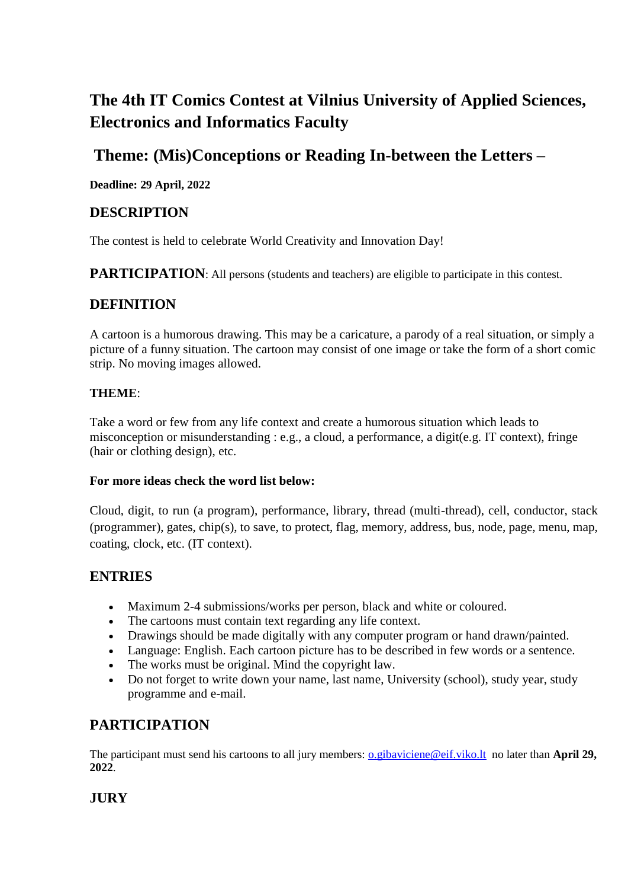# The 4th IT Comics Contest at Vilnius University of Applied Sciences, Electronics and Informatics Faculty

## Theme: (Mis)Conceptions or Reading In-between the Letters –

**Deadline: 29 April, 2022**

## DESCRIPTION

The contest is held to celebrate World Creativity and Innovation Day!

**PARTICIPATION**: All persons (students and teachers) are eligible to participate in this contest.

## DEFINITION

A cartoon is a humorous drawing. This may be a caricature, a parody of a real situation, or simply a picture of a funny situation. The cartoon may consist of one image or take the form of a short comic strip. No moving images allowed.

**THEME**:

Take a word or few from any life context and create a humorous situation which leads to misconception or misunderstanding : e.g., a cloud, a performance, a digit(e.g. IT context), fringe (hair or clothing design), etc.

**For more ideas check the word list below:**

Cloud, digit, to run (a program), performance, library, thread (multi-thread), cell, conductor, stack (programmer), gates, chip(s), to save, to protect, flag, memory, address, bus, node, page, menu, map, coating, clock, etc. (IT context).

## ENTRIES

- Maximum 2-4 submissions/works per person, black and white or coloured.
- The cartoons must contain text regarding any life context.
- Drawings should be made digitally with any computer program or hand drawn/painted.
- Language: English. Each cartoon picture has to be described in few words or a sentence.
- The works must be original. Mind the copyright law.
- Do not forget to write down your name, last name, University (school), study year, study programme and e-mail.

## PARTICIPATION

The participant must send his cartoons to all jury members: o.gibaviciene@eif.viko.lt no later than **April 29, 2022**.

## JURY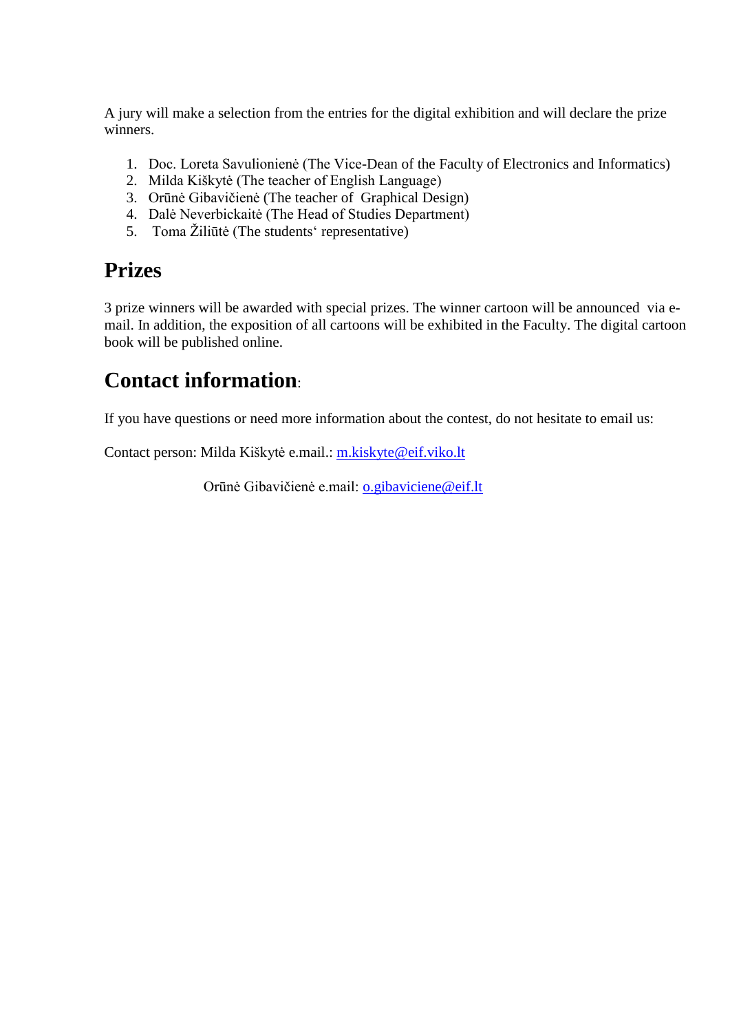A jury will make a selection from the entries for the digital exhibition and will declare the prize winners.

1. Doc. Loreta Savulionienė (The Vice-Dean of the Faculty of Electronics and Informatics)
2. Milda Kiškytė (The teacher of English Language)
3. Orūnė Gibavičienė (The teacher of Graphical Design)
4. Dalė Neverbickaitė (The Head of Studies Department)
5. Toma Žiliūtė (The students‘ representative)

## Prizes

3 prize winners will be awarded with special prizes. The winner cartoon will be announced via e-mail. In addition, the exposition of all cartoons will be exhibited in the Faculty. The digital cartoon book will be published online.

## Contact information:

If you have questions or need more information about the contest, do not hesitate to email us:

Contact person: Milda Kiškytė e.mail.: m.kiskyte@eif.viko.lt

Orūnė Gibavičienė e.mail: o.gibaviciene@eif.lt